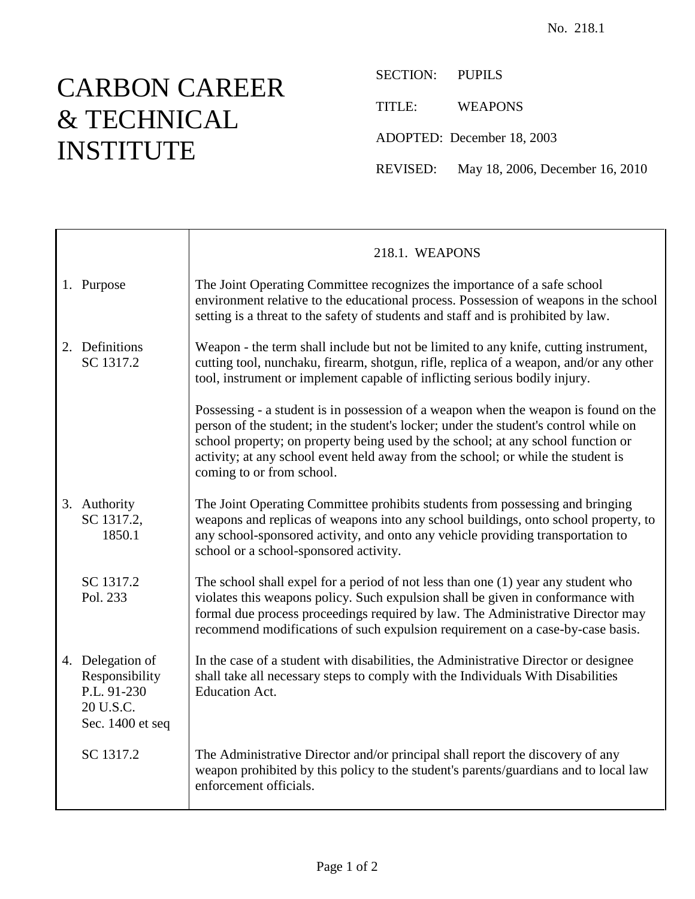No. 218.1

# CARBON CAREER & TECHNICAL INSTITUTE

SECTION: PUPILS

TITLE: WEAPONS

ADOPTED: December 18, 2003

REVISED: May 18, 2006, December 16, 2010

## 218.1. WEAPONS

| | |
|---|---|
| 1. Purpose | The Joint Operating Committee recognizes the importance of a safe school environment relative to the educational process. Possession of weapons in the school setting is a threat to the safety of students and staff and is prohibited by law. |
| 2. Definitions<br>SC 1317.2 | Weapon - the term shall include but not be limited to any knife, cutting instrument, cutting tool, nunchaku, firearm, shotgun, rifle, replica of a weapon, and/or any other tool, instrument or implement capable of inflicting serious bodily injury. |
| | Possessing - a student is in possession of a weapon when the weapon is found on the person of the student; in the student's locker; under the student's control while on school property; on property being used by the school; at any school function or activity; at any school event held away from the school; or while the student is coming to or from school. |
| 3. Authority<br>SC 1317.2,<br>1850.1 | The Joint Operating Committee prohibits students from possessing and bringing weapons and replicas of weapons into any school buildings, onto school property, to any school-sponsored activity, and onto any vehicle providing transportation to school or a school-sponsored activity. |
| SC 1317.2<br>Pol. 233 | The school shall expel for a period of not less than one (1) year any student who violates this weapons policy. Such expulsion shall be given in conformance with formal due process proceedings required by law. The Administrative Director may recommend modifications of such expulsion requirement on a case-by-case basis. |
| 4. Delegation of Responsibility<br>P.L. 91-230<br>20 U.S.C.<br>Sec. 1400 et seq | In the case of a student with disabilities, the Administrative Director or designee shall take all necessary steps to comply with the Individuals With Disabilities Education Act. |
| SC 1317.2 | The Administrative Director and/or principal shall report the discovery of any weapon prohibited by this policy to the student's parents/guardians and to local law enforcement officials. |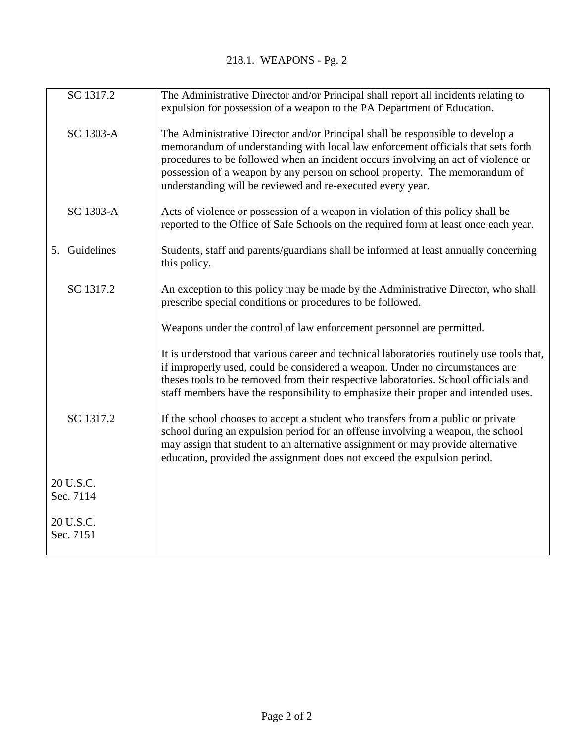| | |
|---|---|
| SC 1317.2 | The Administrative Director and/or Principal shall report all incidents relating to expulsion for possession of a weapon to the PA Department of Education. |
| SC 1303-A | The Administrative Director and/or Principal shall be responsible to develop a memorandum of understanding with local law enforcement officials that sets forth procedures to be followed when an incident occurs involving an act of violence or possession of a weapon by any person on school property. The memorandum of understanding will be reviewed and re-executed every year. |
| SC 1303-A | Acts of violence or possession of a weapon in violation of this policy shall be reported to the Office of Safe Schools on the required form at least once each year. |
| 5. Guidelines | Students, staff and parents/guardians shall be informed at least annually concerning this policy. |
| SC 1317.2 | An exception to this policy may be made by the Administrative Director, who shall prescribe special conditions or procedures to be followed. |
| | Weapons under the control of law enforcement personnel are permitted. |
| | It is understood that various career and technical laboratories routinely use tools that, if improperly used, could be considered a weapon. Under no circumstances are theses tools to be removed from their respective laboratories. School officials and staff members have the responsibility to emphasize their proper and intended uses. |
| SC 1317.2 | If the school chooses to accept a student who transfers from a public or private school during an expulsion period for an offense involving a weapon, the school may assign that student to an alternative assignment or may provide alternative education, provided the assignment does not exceed the expulsion period. |
| 20 U.S.C. Sec. 7114 | |
| 20 U.S.C. Sec. 7151 | |